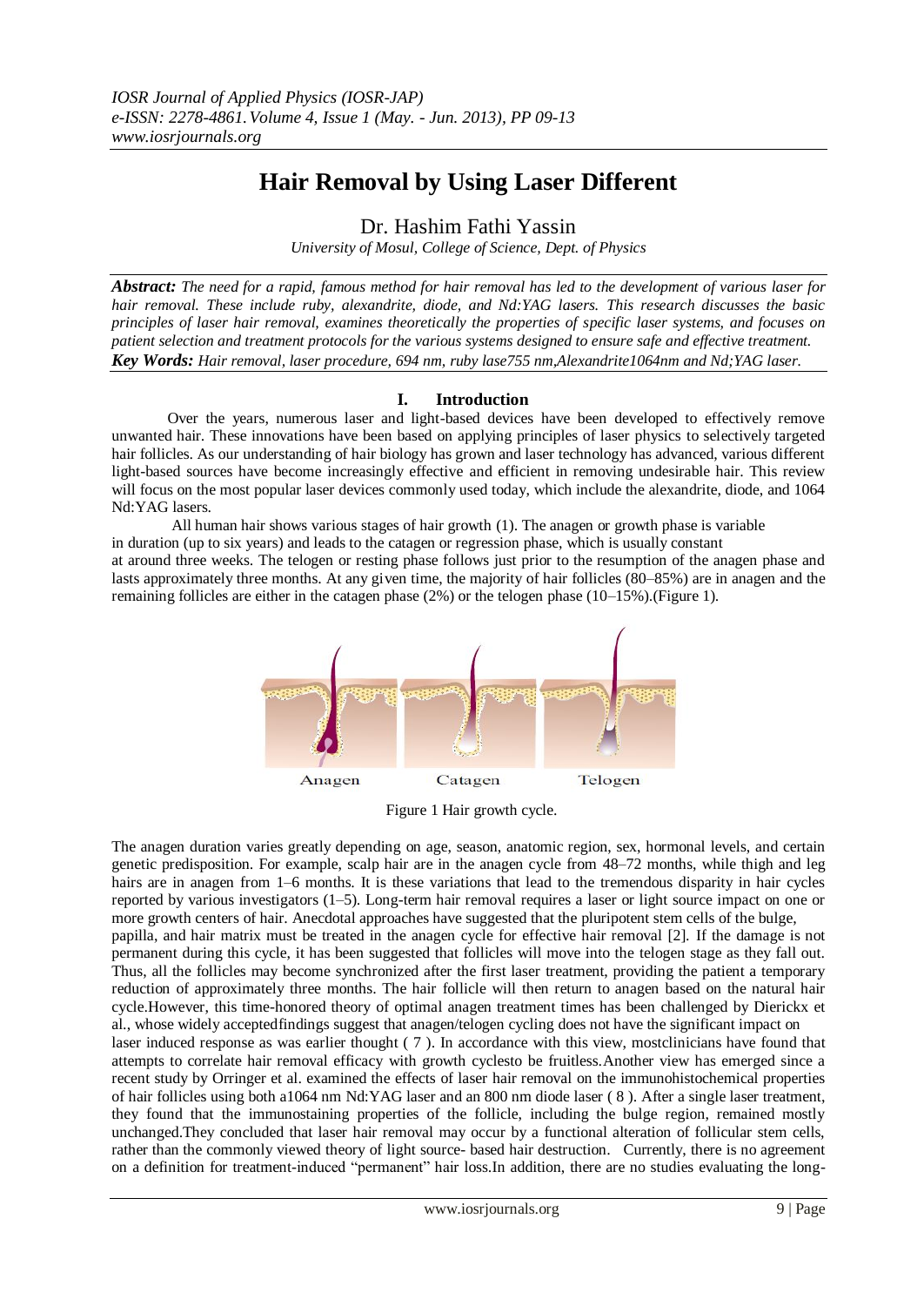# Hair Removal by Using Laser Different

Dr. Hashim Fathi Yassin

*University of Mosul, College of Science, Dept. of Physics*

***Abstract:*** *The need for a rapid, famous method for hair removal has led to the development of various laser for hair removal. These include ruby, alexandrite, diode, and Nd:YAG lasers. This research discusses the basic principles of laser hair removal, examines theoretically the properties of specific laser systems, and focuses on patient selection and treatment protocols for the various systems designed to ensure safe and effective treatment.*

***Key Words:*** *Hair removal, laser procedure, 694 nm, ruby lase755 nm,Alexandrite1064nm and Nd;YAG laser.*

## I. Introduction

Over the years, numerous laser and light-based devices have been developed to effectively remove unwanted hair. These innovations have been based on applying principles of laser physics to selectively targeted hair follicles. As our understanding of hair biology has grown and laser technology has advanced, various different light-based sources have become increasingly effective and efficient in removing undesirable hair. This review will focus on the most popular laser devices commonly used today, which include the alexandrite, diode, and 1064 Nd:YAG lasers.

All human hair shows various stages of hair growth (1). The anagen or growth phase is variable in duration (up to six years) and leads to the catagen or regression phase, which is usually constant at around three weeks. The telogen or resting phase follows just prior to the resumption of the anagen phase and lasts approximately three months. At any given time, the majority of hair follicles (80–85%) are in anagen and the remaining follicles are either in the catagen phase (2%) or the telogen phase (10–15%).(Figure 1).

Anagen Catagen Telogen

Figure 1 Hair growth cycle.

The anagen duration varies greatly depending on age, season, anatomic region, sex, hormonal levels, and certain genetic predisposition. For example, scalp hair are in the anagen cycle from 48–72 months, while thigh and leg hairs are in anagen from 1–6 months. It is these variations that lead to the tremendous disparity in hair cycles reported by various investigators (1–5). Long-term hair removal requires a laser or light source impact on one or more growth centers of hair. Anecdotal approaches have suggested that the pluripotent stem cells of the bulge, papilla, and hair matrix must be treated in the anagen cycle for effective hair removal [2]. If the damage is not permanent during this cycle, it has been suggested that follicles will move into the telogen stage as they fall out. Thus, all the follicles may become synchronized after the first laser treatment, providing the patient a temporary reduction of approximately three months. The hair follicle will then return to anagen based on the natural hair cycle.However, this time-honored theory of optimal anagen treatment times has been challenged by Dierickx et al., whose widely acceptedfindings suggest that anagen/telogen cycling does not have the significant impact on laser induced response as was earlier thought ( 7 ). In accordance with this view, mostclinicians have found that attempts to correlate hair removal efficacy with growth cyclesto be fruitless.Another view has emerged since a recent study by Orringer et al. examined the effects of laser hair removal on the immunohistochemical properties of hair follicles using both a1064 nm Nd:YAG laser and an 800 nm diode laser ( 8 ). After a single laser treatment, they found that the immunostaining properties of the follicle, including the bulge region, remained mostly unchanged.They concluded that laser hair removal may occur by a functional alteration of follicular stem cells, rather than the commonly viewed theory of light source- based hair destruction. Currently, there is no agreement on a definition for treatment-induced "permanent" hair loss.In addition, there are no studies evaluating the long-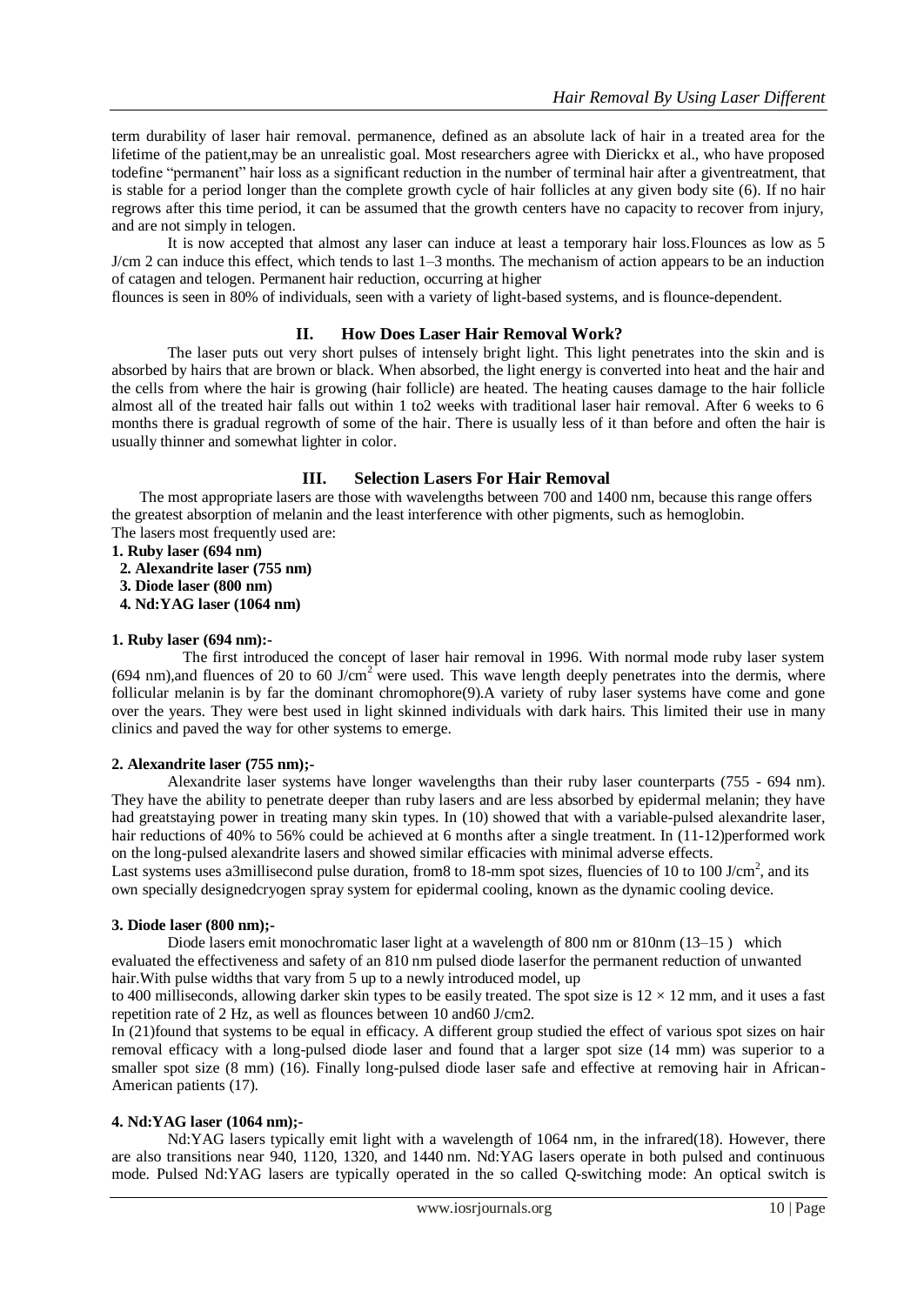term durability of laser hair removal. permanence, defined as an absolute lack of hair in a treated area for the lifetime of the patient,may be an unrealistic goal. Most researchers agree with Dierickx et al., who have proposed todefine "permanent" hair loss as a significant reduction in the number of terminal hair after a giventreatment, that is stable for a period longer than the complete growth cycle of hair follicles at any given body site (6). If no hair regrows after this time period, it can be assumed that the growth centers have no capacity to recover from injury, and are not simply in telogen.

It is now accepted that almost any laser can induce at least a temporary hair loss.Flounces as low as 5 J/cm 2 can induce this effect, which tends to last 1–3 months. The mechanism of action appears to be an induction of catagen and telogen. Permanent hair reduction, occurring at higher

flounces is seen in 80% of individuals, seen with a variety of light-based systems, and is flounce-dependent.

## II. How Does Laser Hair Removal Work?

The laser puts out very short pulses of intensely bright light. This light penetrates into the skin and is absorbed by hairs that are brown or black. When absorbed, the light energy is converted into heat and the hair and the cells from where the hair is growing (hair follicle) are heated. The heating causes damage to the hair follicle almost all of the treated hair falls out within 1 to2 weeks with traditional laser hair removal. After 6 weeks to 6 months there is gradual regrowth of some of the hair. There is usually less of it than before and often the hair is usually thinner and somewhat lighter in color.

## III. Selection Lasers For Hair Removal

The most appropriate lasers are those with wavelengths between 700 and 1400 nm, because this range offers the greatest absorption of melanin and the least interference with other pigments, such as hemoglobin.

The lasers most frequently used are:

**1. Ruby laser (694 nm)**
**2. Alexandrite laser (755 nm)**
**3. Diode laser (800 nm)**
**4. Nd:YAG laser (1064 nm)**

**1. Ruby laser (694 nm):-**

The first introduced the concept of laser hair removal in 1996. With normal mode ruby laser system (694 nm),and fluences of 20 to 60 J/cm$^2$ were used. This wave length deeply penetrates into the dermis, where follicular melanin is by far the dominant chromophore(9).A variety of ruby laser systems have come and gone over the years. They were best used in light skinned individuals with dark hairs. This limited their use in many clinics and paved the way for other systems to emerge.

**2. Alexandrite laser (755 nm);-**

Alexandrite laser systems have longer wavelengths than their ruby laser counterparts (755 - 694 nm). They have the ability to penetrate deeper than ruby lasers and are less absorbed by epidermal melanin; they have had greatstaying power in treating many skin types. In (10) showed that with a variable-pulsed alexandrite laser, hair reductions of 40% to 56% could be achieved at 6 months after a single treatment. In (11-12)performed work on the long-pulsed alexandrite lasers and showed similar efficacies with minimal adverse effects.

Last systems uses a3millisecond pulse duration, from8 to 18-mm spot sizes, fluencies of 10 to 100 J/cm$^2$, and its own specially designedcryogen spray system for epidermal cooling, known as the dynamic cooling device.

**3. Diode laser (800 nm);-**

Diode lasers emit monochromatic laser light at a wavelength of 800 nm or 810nm (13–15 ) which evaluated the effectiveness and safety of an 810 nm pulsed diode laserfor the permanent reduction of unwanted hair.With pulse widths that vary from 5 up to a newly introduced model, up

to 400 milliseconds, allowing darker skin types to be easily treated. The spot size is $12 \times 12$ mm, and it uses a fast repetition rate of 2 Hz, as well as flounces between 10 and60 J/cm2.

In (21)found that systems to be equal in efficacy. A different group studied the effect of various spot sizes on hair removal efficacy with a long-pulsed diode laser and found that a larger spot size (14 mm) was superior to a smaller spot size (8 mm) (16). Finally long-pulsed diode laser safe and effective at removing hair in African-American patients (17).

**4. Nd:YAG laser (1064 nm);-**

Nd:YAG lasers typically emit light with a wavelength of 1064 nm, in the infrared(18). However, there are also transitions near 940, 1120, 1320, and 1440 nm. Nd:YAG lasers operate in both pulsed and continuous mode. Pulsed Nd:YAG lasers are typically operated in the so called Q-switching mode: An optical switch is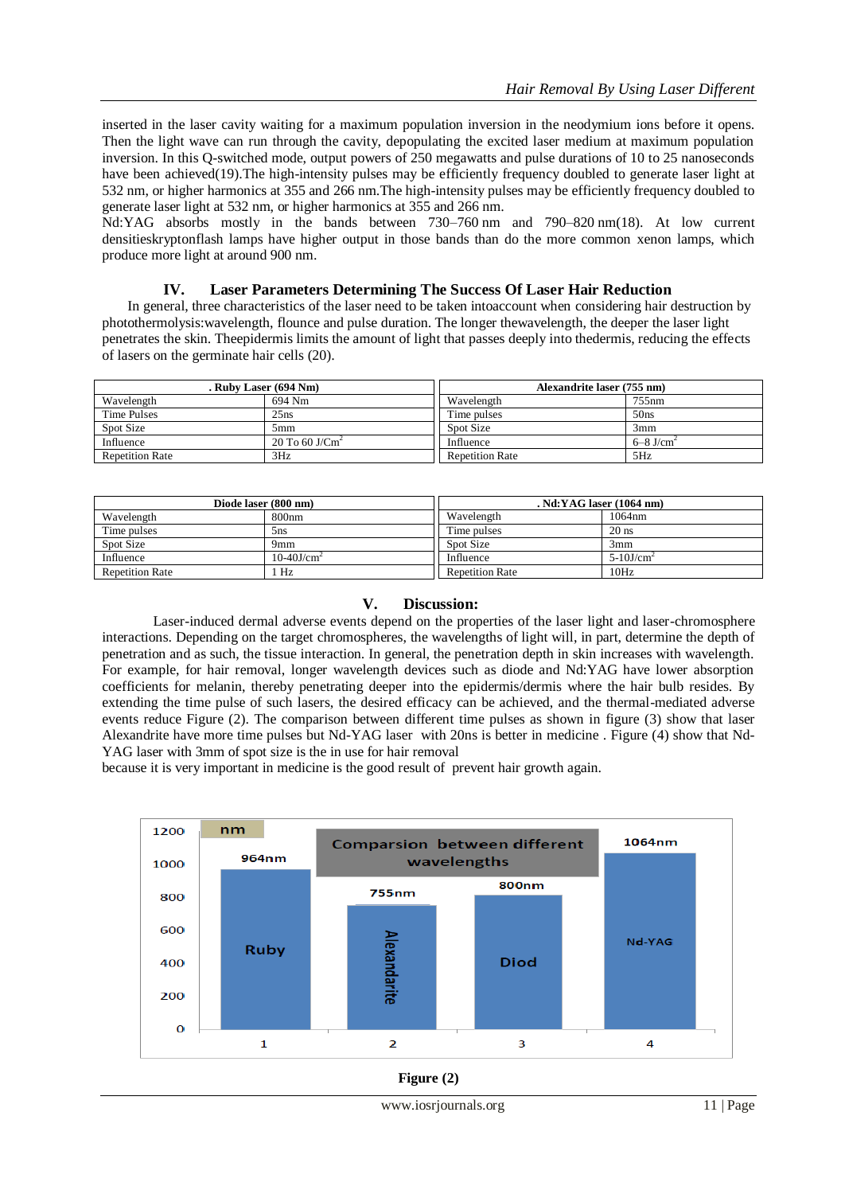inserted in the laser cavity waiting for a maximum population inversion in the neodymium ions before it opens. Then the light wave can run through the cavity, depopulating the excited laser medium at maximum population inversion. In this Q-switched mode, output powers of 250 megawatts and pulse durations of 10 to 25 nanoseconds have been achieved(19).The high-intensity pulses may be efficiently frequency doubled to generate laser light at 532 nm, or higher harmonics at 355 and 266 nm.The high-intensity pulses may be efficiently frequency doubled to generate laser light at 532 nm, or higher harmonics at 355 and 266 nm.

Nd:YAG absorbs mostly in the bands between 730–760 nm and 790–820 nm(18). At low current densitieskryptonflash lamps have higher output in those bands than do the more common xenon lamps, which produce more light at around 900 nm.

## IV. Laser Parameters Determining The Success Of Laser Hair Reduction

In general, three characteristics of the laser need to be taken intoaccount when considering hair destruction by photothermolysis:wavelength, flounce and pulse duration. The longer thewavelength, the deeper the laser light penetrates the skin. Theepidermis limits the amount of light that passes deeply into thedermis, reducing the effects of lasers on the germinate hair cells (20).

| . Ruby Laser (694 Nm) | |
|---|---|
| Wavelength | 694 Nm |
| Time Pulses | 25ns |
| Spot Size | 5mm |
| Influence | 20 To 60 J/Cm$^2$ |
| Repetition Rate | 3Hz |

| Alexandrite laser (755 nm) | |
|---|---|
| Wavelength | 755nm |
| Time pulses | 50ns |
| Spot Size | 3mm |
| Influence | 6–8 J/cm$^2$ |
| Repetition Rate | 5Hz |

| Diode laser (800 nm) | |
|---|---|
| Wavelength | 800nm |
| Time pulses | 5ns |
| Spot Size | 9mm |
| Influence | 10-40J/cm$^2$ |
| Repetition Rate | 1 Hz |

| . Nd:YAG laser (1064 nm) | |
|---|---|
| Wavelength | 1064nm |
| Time pulses | 20 ns |
| Spot Size | 3mm |
| Influence | 5-10J/cm$^2$ |
| Repetition Rate | 10Hz |

## V. Discussion:

Laser-induced dermal adverse events depend on the properties of the laser light and laser-chromosphere interactions. Depending on the target chromospheres, the wavelengths of light will, in part, determine the depth of penetration and as such, the tissue interaction. In general, the penetration depth in skin increases with wavelength. For example, for hair removal, longer wavelength devices such as diode and Nd:YAG have lower absorption coefficients for melanin, thereby penetrating deeper into the epidermis/dermis where the hair bulb resides. By extending the time pulse of such lasers, the desired efficacy can be achieved, and the thermal-mediated adverse events reduce Figure (2). The comparison between different time pulses as shown in figure (3) show that laser Alexandrite have more time pulses but Nd-YAG laser with 20ns is better in medicine . Figure (4) show that Nd-YAG laser with 3mm of spot size is the in use for hair removal
because it is very important in medicine is the good result of prevent hair growth again.

| | 1 | 2 | 3 | 4 |
|---|---|---|---|---|
| Laser | Ruby | Alexandarite | Diod | Nd-YAG |
| nm | 964nm | 755nm | 800nm | 1064nm |

Comparsion between different wavelengths

**Figure (2)**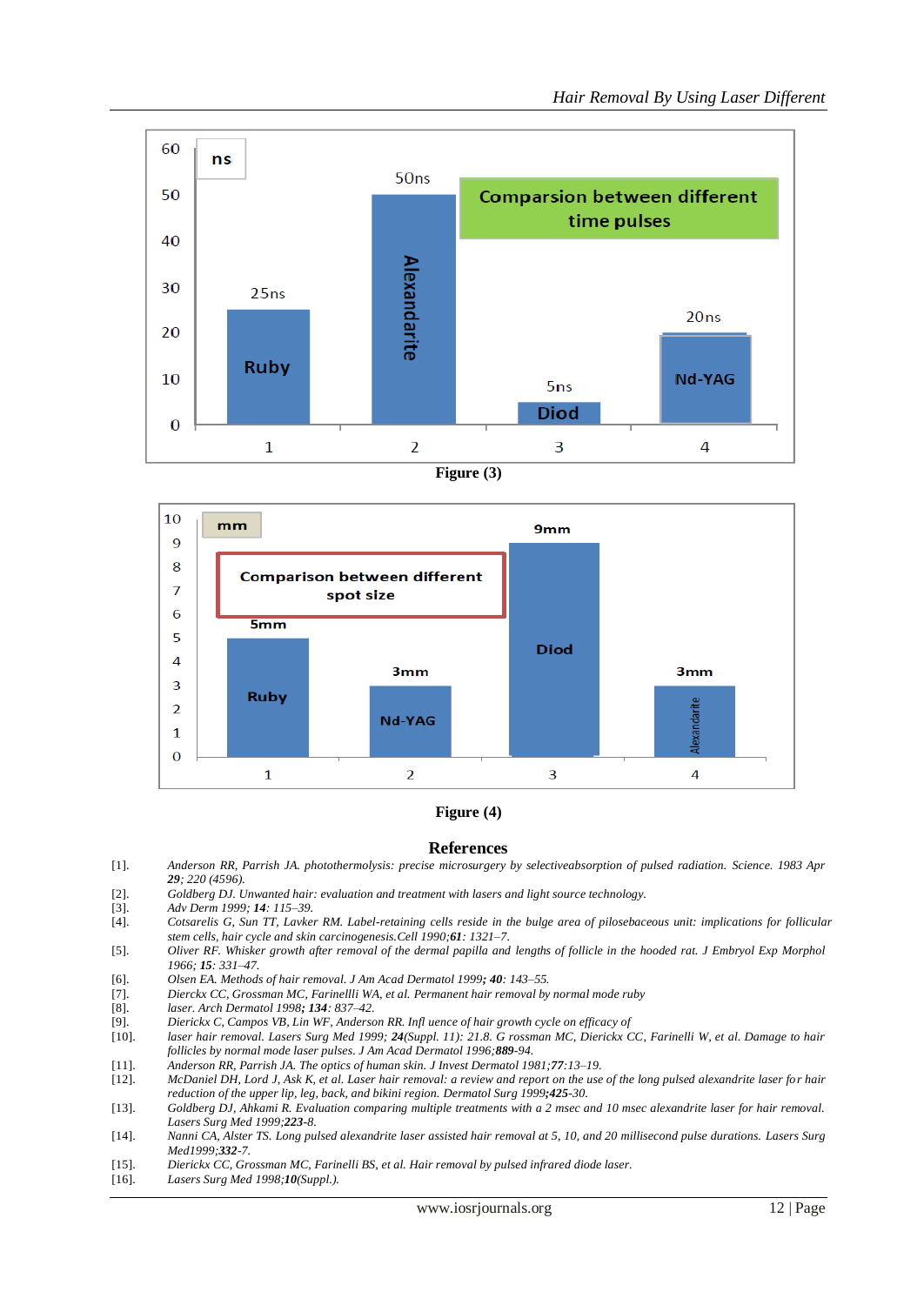Figure (3)

Figure (4)

## References

[1]. Anderson RR, Parrish JA. photothermolysis: precise microsurgery by selectiveabsorption of pulsed radiation. Science. 1983 Apr ***29***; 220 (4596).

[2]. Goldberg DJ. Unwanted hair: evaluation and treatment with lasers and light source technology.

[3]. Adv Derm 1999; ***14***: 115–39.

[4]. Cotsarelis G, Sun TT, Lavker RM. Label-retaining cells reside in the bulge area of pilosebaceous unit: implications for follicular stem cells, hair cycle and skin carcinogenesis.Cell 1990;***61***: 1321–7.

[5]. Oliver RF. Whisker growth after removal of follicle in the hooded rat. J Embryol Exp Morphol 1966; ***15***: 331–47.

[6]. Olsen EA. Methods of hair removal. J Am Acad Dermatol 1999***; 40***: 143–55.

[7]. Dierckx CC, Grossman MC, Farinellli WA, et al. Permanent hair removal by normal mode ruby

[8]. laser. Arch Dermatol 1998***; 134***: 837–42.

[9]. Dierickx C, Campos VB, Lin WF, Anderson RR. Infl uence of hair growth cycle on efficacy of

[10]. laser hair removal. Lasers Surg Med 1999; ***24***(Suppl. 11): 21.8. G rossman MC, Dierickx CC, Farinelli W, et al. Damage to hair follicles by normal mode laser pulses. J Am Acad Dermatol 1996;***889***-94.

[11]. Anderson RR, Parrish JA. The optics of human skin. J Invest Dermatol 1981;***77***:13–19.

[12]. McDaniel DH, Lord J, Ask K, et al. Laser hair removal: a review and report on the use of the long pulsed alexandrite laser for hair reduction of the upper lip, leg, back, and bikini region. Dermatol Surg 1999***;425***-30.

[13]. Goldberg DJ, Ahkami R. Evaluation comparing multiple treatments with a 2 msec and 10 msec alexandrite laser for hair removal. Lasers Surg Med 1999;***223***-8.

[14]. Nanni CA, Alster TS. Long pulsed alexandrite laser assisted hair removal at 5, 10, and 20 millisecond pulse durations. Lasers Surg Med1999;***332***-7.

[15]. Dierickx CC, Grossman MC, Farinelli BS, et al. Hair removal by pulsed infrared diode laser.

[16]. Lasers Surg Med 1998;***10***(Suppl.).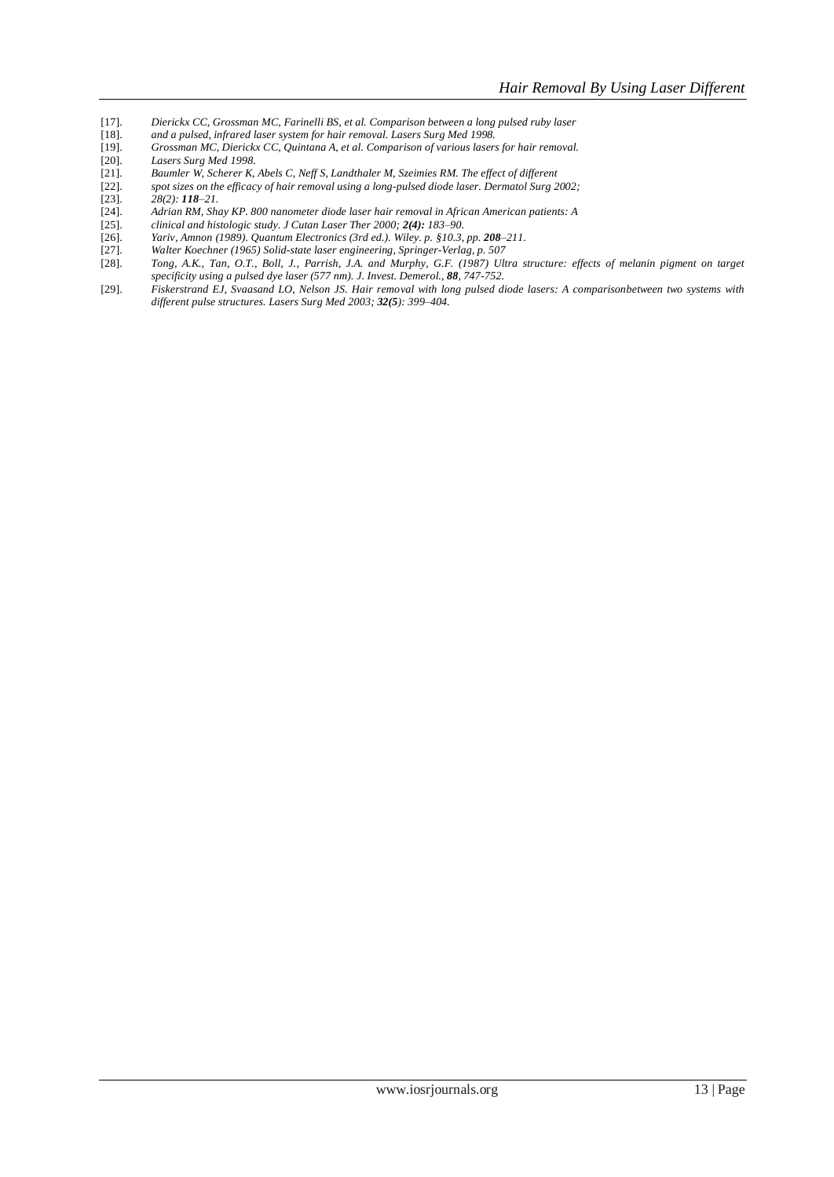[17]. *Dierickx CC, Grossman MC, Farinelli BS, et al. Comparison between a long pulsed ruby laser*

[18]. *and a pulsed, infrared laser system for hair removal. Lasers Surg Med 1998.*

[19]. *Grossman MC, Dierickx CC, Quintana A, et al. Comparison of various lasers for hair removal.*

[20]. *Lasers Surg Med 1998.*

[21]. *Baumler W, Scherer K, Abels C, Neff S, Landthaler M, Szeimies RM. The effect of different*

[22]. *spot sizes on the efficacy of hair removal using a long-pulsed diode laser. Dermatol Surg 2002;*

[23]. *28(2): **118**–21.*

[24]. *Adrian RM, Shay KP. 800 nanometer diode laser hair removal in African American patients: A*

[25]. *clinical and histologic study. J Cutan Laser Ther 2000; **2(4):** 183–90.*

[26]. *Yariv, Amnon (1989). Quantum Electronics (3rd ed.). Wiley. p. §10.3, pp. **208**–211.*

[27]. *Walter Koechner (1965) Solid-state laser engineering, Springer-Verlag, p. 507*

[28]. *Tong, A.K., Tan, O.T., Boll, J., Parrish, J.A. and Murphy, G.F. (1987) Ultra structure: effects of melanin pigment on target specificity using a pulsed dye laser (577 nm). J. Invest. Demerol., **88**, 747-752.*

[29]. *Fiskerstrand EJ, Svaasand LO, Nelson JS. Hair removal with long pulsed diode lasers: A comparisonbetween two systems with different pulse structures. Lasers Surg Med 2003; **32(5)**: 399–404.*